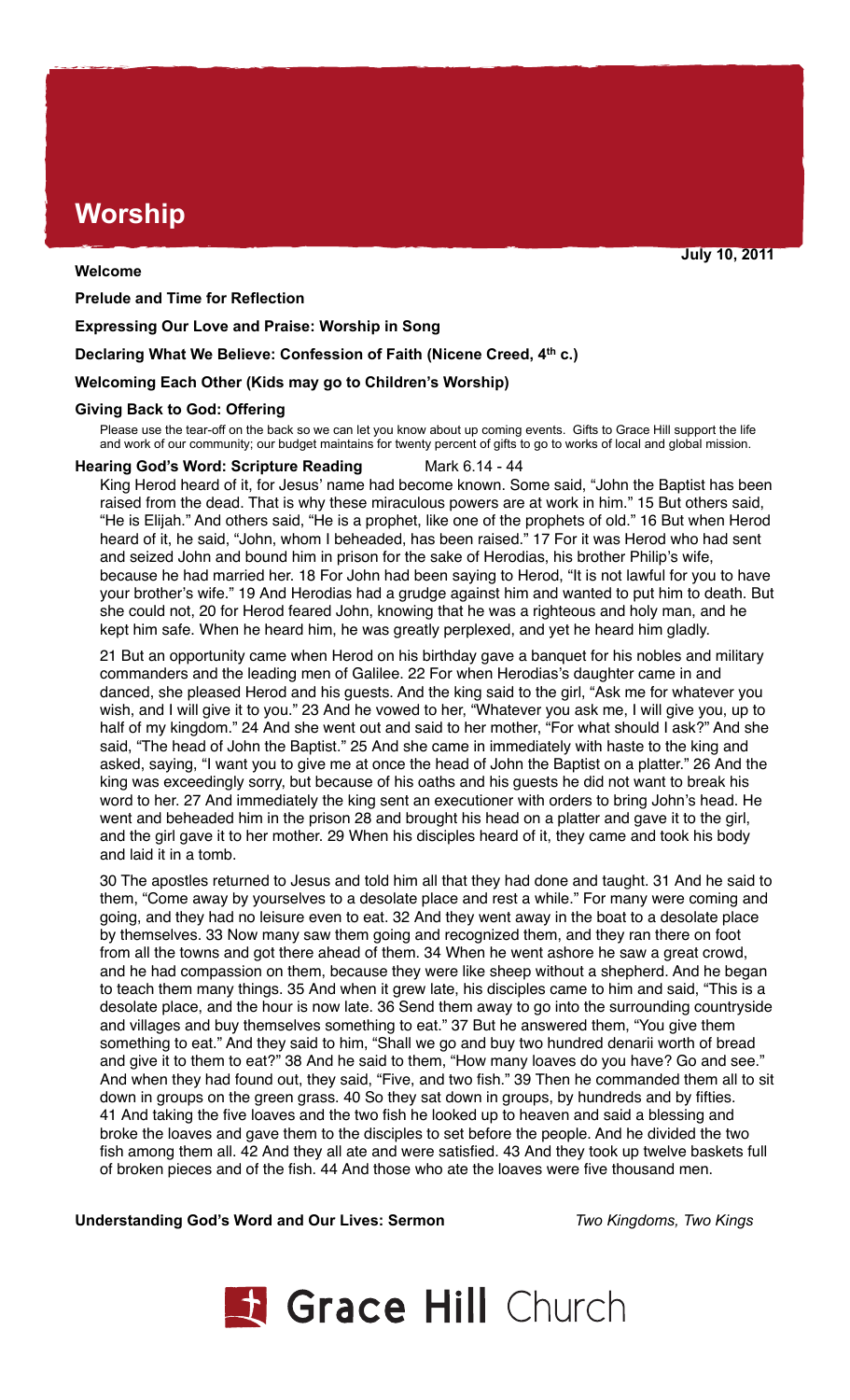# Worship

**July 10, 2011**

**Welcome**

**Prelude and Time for Reflection**

**Expressing Our Love and Praise: Worship in Song**

**Declaring What We Believe: Confession of Faith (Nicene Creed, 4th c.)**

**Welcoming Each Other (Kids may go to Children's Worship)**

**Giving Back to God: Offering**

Please use the tear-off on the back so we can let you know about up coming events. Gifts to Grace Hill support the life and work of our community; our budget maintains for twenty percent of gifts to go to works of local and global mission.

**Hearing God's Word: Scripture Reading** Mark 6.14 - 44

King Herod heard of it, for Jesus' name had become known. Some said, "John the Baptist has been raised from the dead. That is why these miraculous powers are at work in him." 15 But others said, "He is Elijah." And others said, "He is a prophet, like one of the prophets of old." 16 But when Herod heard of it, he said, "John, whom I beheaded, has been raised." 17 For it was Herod who had sent and seized John and bound him in prison for the sake of Herodias, his brother Philip's wife, because he had married her. 18 For John had been saying to Herod, "It is not lawful for you to have your brother's wife." 19 And Herodias had a grudge against him and wanted to put him to death. But she could not, 20 for Herod feared John, knowing that he was a righteous and holy man, and he kept him safe. When he heard him, he was greatly perplexed, and yet he heard him gladly.

21 But an opportunity came when Herod on his birthday gave a banquet for his nobles and military commanders and the leading men of Galilee. 22 For when Herodias's daughter came in and danced, she pleased Herod and his guests. And the king said to the girl, "Ask me for whatever you wish, and I will give it to you." 23 And he vowed to her, "Whatever you ask me, I will give you, up to half of my kingdom." 24 And she went out and said to her mother, "For what should I ask?" And she said, "The head of John the Baptist." 25 And she came in immediately with haste to the king and asked, saying, "I want you to give me at once the head of John the Baptist on a platter." 26 And the king was exceedingly sorry, but because of his oaths and his guests he did not want to break his word to her. 27 And immediately the king sent an executioner with orders to bring John's head. He went and beheaded him in the prison 28 and brought his head on a platter and gave it to the girl, and the girl gave it to her mother. 29 When his disciples heard of it, they came and took his body and laid it in a tomb.

30 The apostles returned to Jesus and told him all that they had done and taught. 31 And he said to them, "Come away by yourselves to a desolate place and rest a while." For many were coming and going, and they had no leisure even to eat. 32 And they went away in the boat to a desolate place by themselves. 33 Now many saw them going and recognized them, and they ran there on foot from all the towns and got there ahead of them. 34 When he went ashore he saw a great crowd, and he had compassion on them, because they were like sheep without a shepherd. And he began to teach them many things. 35 And when it grew late, his disciples came to him and said, "This is a desolate place, and the hour is now late. 36 Send them away to go into the surrounding countryside and villages and buy themselves something to eat." 37 But he answered them, "You give them something to eat." And they said to him, "Shall we go and buy two hundred denarii worth of bread and give it to them to eat?" 38 And he said to them, "How many loaves do you have? Go and see." And when they had found out, they said, "Five, and two fish." 39 Then he commanded them all to sit down in groups on the green grass. 40 So they sat down in groups, by hundreds and by fifties. 41 And taking the five loaves and the two fish he looked up to heaven and said a blessing and broke the loaves and gave them to the disciples to set before the people. And he divided the two fish among them all. 42 And they all ate and were satisfied. 43 And they took up twelve baskets full of broken pieces and of the fish. 44 And those who ate the loaves were five thousand men.

**Understanding God's Word and Our Lives: Sermon** *Two Kingdoms, Two Kings*

Grace Hill Church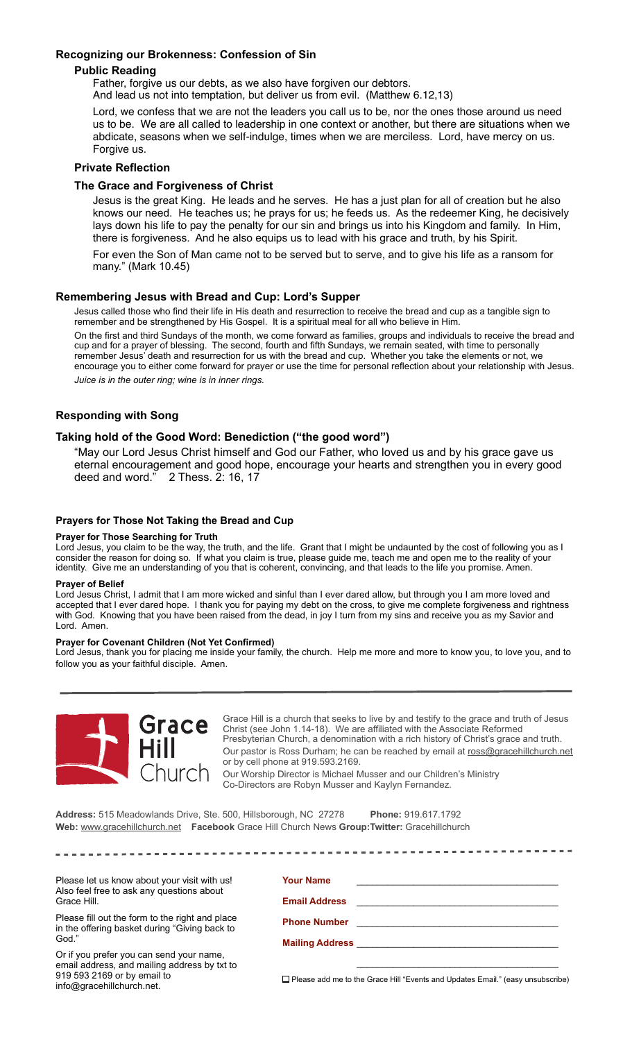## Recognizing our Brokenness: Confession of Sin

### Public Reading

Father, forgive us our debts, as we also have forgiven our debtors.
And lead us not into temptation, but deliver us from evil. (Matthew 6.12,13)

Lord, we confess that we are not the leaders you call us to be, nor the ones those around us need us to be. We are all called to leadership in one context or another, but there are situations when we abdicate, seasons when we self-indulge, times when we are merciless. Lord, have mercy on us. Forgive us.

### Private Reflection

### The Grace and Forgiveness of Christ

Jesus is the great King. He leads and he serves. He has a just plan for all of creation but he also knows our need. He teaches us; he prays for us; he feeds us. As the redeemer King, he decisively lays down his life to pay the penalty for our sin and brings us into his Kingdom and family. In Him, there is forgiveness. And he also equips us to lead with his grace and truth, by his Spirit.

For even the Son of Man came not to be served but to serve, and to give his life as a ransom for many." (Mark 10.45)

## Remembering Jesus with Bread and Cup: Lord's Supper

Jesus called those who find their life in His death and resurrection to receive the bread and cup as a tangible sign to remember and be strengthened by His Gospel. It is a spiritual meal for all who believe in Him.

On the first and third Sundays of the month, we come forward as families, groups and individuals to receive the bread and cup and for a prayer of blessing. The second, fourth and fifth Sundays, we remain seated, with time to personally remember Jesus' death and resurrection for us with the bread and cup. Whether you take the elements or not, we encourage you to either come forward for prayer or use the time for personal reflection about your relationship with Jesus.

*Juice is in the outer ring; wine is in inner rings.*

## Responding with Song

## Taking hold of the Good Word: Benediction ("the good word")

"May our Lord Jesus Christ himself and God our Father, who loved us and by his grace gave us eternal encouragement and good hope, encourage your hearts and strengthen you in every good deed and word." 2 Thess. 2: 16, 17

### Prayers for Those Not Taking the Bread and Cup

**Prayer for Those Searching for Truth**

Lord Jesus, you claim to be the way, the truth, and the life. Grant that I might be undaunted by the cost of following you as I consider the reason for doing so. If what you claim is true, please guide me, teach me and open me to the reality of your identity. Give me an understanding of you that is coherent, convincing, and that leads to the life you promise. Amen.

**Prayer of Belief**

Lord Jesus Christ, I admit that I am more wicked and sinful than I ever dared allow, but through you I am more loved and accepted that I ever dared hope. I thank you for paying my debt on the cross, to give me complete forgiveness and rightness with God. Knowing that you have been raised from the dead, in joy I turn from my sins and receive you as my Savior and Lord. Amen.

**Prayer for Covenant Children (Not Yet Confirmed)**

Lord Jesus, thank you for placing me inside your family, the church. Help me more and more to know you, to love you, and to follow you as your faithful disciple. Amen.

---

Grace Hill Church

Grace Hill is a church that seeks to live by and testify to the grace and truth of Jesus Christ (see John 1.14-18). We are affiliated with the Associate Reformed Presbyterian Church, a denomination with a rich history of Christ's grace and truth.

Our pastor is Ross Durham; he can be reached by email at ross@gracehillchurch.net or by cell phone at 919.593.2169.

Our Worship Director is Michael Musser and our Children's Ministry Co-Directors are Robyn Musser and Kaylyn Fernandez.

**Address:** 515 Meadowlands Drive, Ste. 500, Hillsborough, NC 27278 **Phone:** 919.617.1792
**Web:** www.gracehillchurch.net **Facebook** Grace Hill Church News **Group:Twitter:** Gracehillchurch

---

Please let us know about your visit with us! Also feel free to ask any questions about Grace Hill.

Please fill out the form to the right and place in the offering basket during "Giving back to God."

Or if you prefer you can send your name, email address, and mailing address by txt to 919 593 2169 or by email to info@gracehillchurch.net.

**Your Name** ____________________

**Email Address** ____________________

**Phone Number** ____________________

**Mailing Address** ____________________

____________________

☐ Please add me to the Grace Hill "Events and Updates Email." (easy unsubscribe)